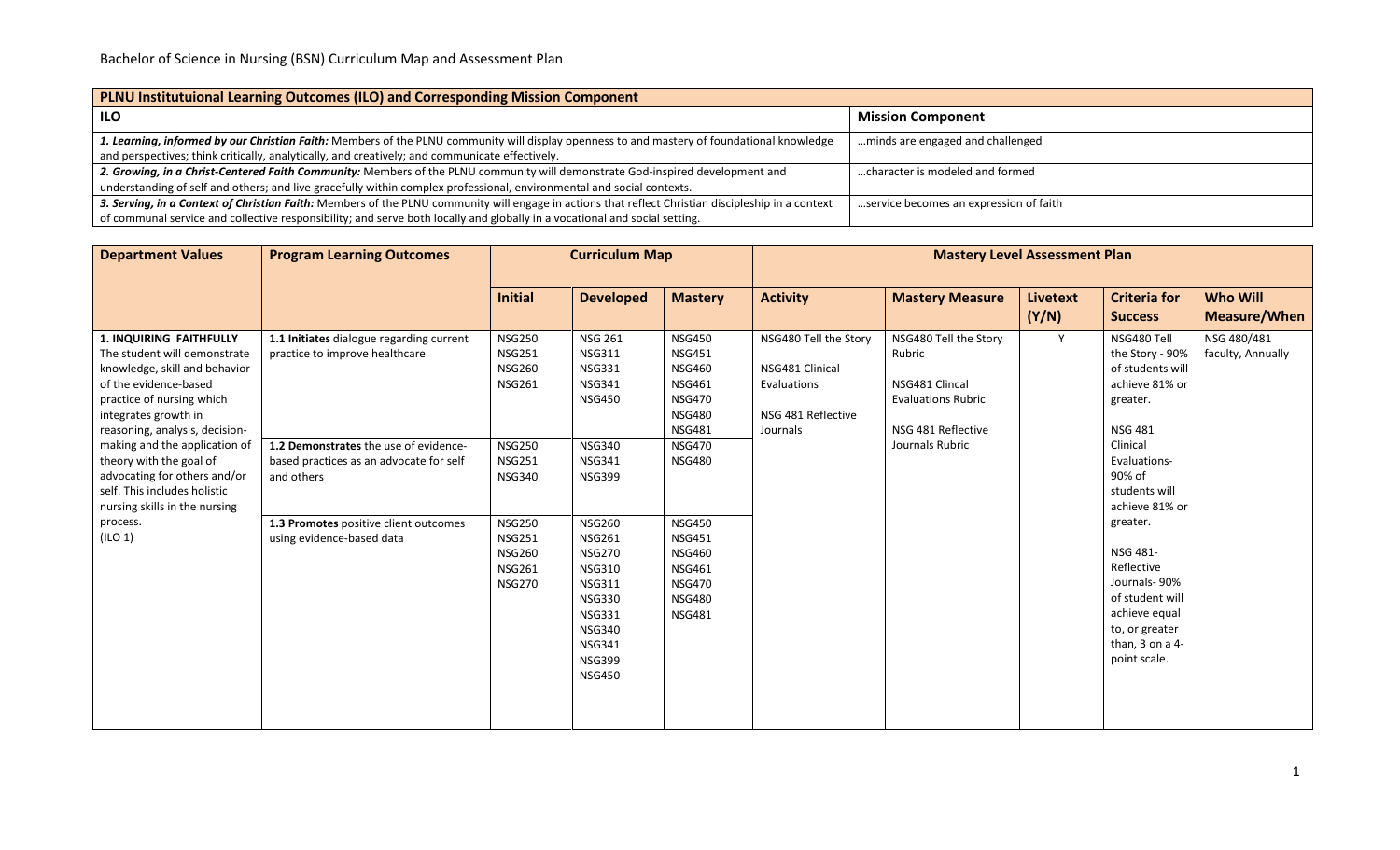Bachelor of Science in Nursing (BSN) Curriculum Map and Assessment Plan

| PLNU Institutuional Learning Outcomes (ILO) and Corresponding Mission Component | |
|---|---|
| **ILO** | **Mission Component** |
| ***1. Learning, informed by our Christian Faith:*** Members of the PLNU community will display openness to and mastery of foundational knowledge and perspectives; think critically, analytically, and creatively; and communicate effectively. | …minds are engaged and challenged |
| ***2. Growing, in a Christ-Centered Faith Community:*** Members of the PLNU community will demonstrate God-inspired development and understanding of self and others; and live gracefully within complex professional, environmental and social contexts. | …character is modeled and formed |
| ***3. Serving, in a Context of Christian Faith:*** Members of the PLNU community will engage in actions that reflect Christian discipleship in a context of communal service and collective responsibility; and serve both locally and globally in a vocational and social setting. | …service becomes an expression of faith |

| Department Values | Program Learning Outcomes | Curriculum Map | | | Mastery Level Assessment Plan | | | | |
|---|---|---|---|---|---|---|---|---|---|
| | | **Initial** | **Developed** | **Mastery** | **Activity** | **Mastery Measure** | **Livetext (Y/N)** | **Criteria for Success** | **Who Will Measure/When** |
| **1. INQUIRING FAITHFULLY** The student will demonstrate knowledge, skill and behavior of the evidence-based practice of nursing which integrates growth in reasoning, analysis, decision-making and the application of theory with the goal of advocating for others and/or self. This includes holistic nursing skills in the nursing process. (ILO 1) | **1.1 Initiates** dialogue regarding current practice to improve healthcare | NSG250<br>NSG251<br>NSG260<br>NSG261 | NSG 261<br>NSG311<br>NSG331<br>NSG341<br>NSG450 | NSG450<br>NSG451<br>NSG460<br>NSG461<br>NSG470<br>NSG480<br>NSG481 | NSG480 Tell the Story<br><br>NSG481 Clinical Evaluations<br><br>NSG 481 Reflective Journals | NSG480 Tell the Story Rubric<br><br>NSG481 Clincal Evaluations Rubric<br><br>NSG 481 Reflective Journals Rubric | Y | NSG480 Tell the Story - 90% of students will achieve 81% or greater.<br><br>NSG 481 Clinical Evaluations- 90% of students will achieve 81% or greater.<br><br>NSG 481- Reflective Journals- 90% of student will achieve equal to, or greater than, 3 on a 4-point scale. | NSG 480/481 faculty, Annually |
| | **1.2 Demonstrates** the use of evidence-based practices as an advocate for self and others | NSG250<br>NSG251<br>NSG340 | NSG340<br>NSG341<br>NSG399 | NSG470<br>NSG480 | | | | | |
| | **1.3 Promotes** positive client outcomes using evidence-based data | NSG250<br>NSG251<br>NSG260<br>NSG261<br>NSG270 | NSG260<br>NSG261<br>NSG270<br>NSG310<br>NSG311<br>NSG330<br>NSG331<br>NSG340<br>NSG341<br>NSG399<br>NSG450 | NSG450<br>NSG451<br>NSG460<br>NSG461<br>NSG470<br>NSG480<br>NSG481 | | | | | |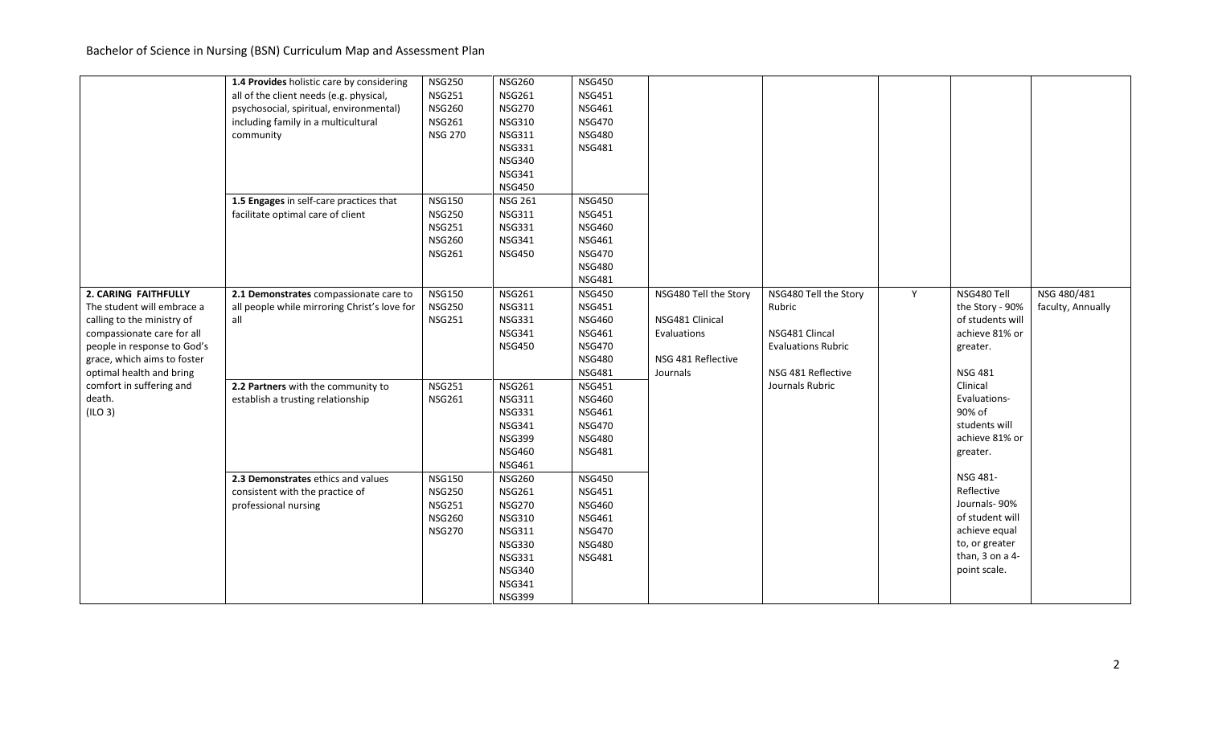## Bachelor of Science in Nursing (BSN) Curriculum Map and Assessment Plan

| | | | | | | | | | |
|---|---|---|---|---|---|---|---|---|---|
| | **1.4 Provides** holistic care by considering all of the client needs (e.g. physical, psychosocial, spiritual, environmental) including family in a multicultural community | NSG250<br>NSG251<br>NSG260<br>NSG261<br>NSG 270 | NSG260<br>NSG261<br>NSG270<br>NSG310<br>NSG311<br>NSG331<br>NSG340<br>NSG341<br>NSG450 | NSG450<br>NSG451<br>NSG461<br>NSG470<br>NSG480<br>NSG481 | | | | | |
| | **1.5 Engages** in self-care practices that facilitate optimal care of client | NSG150<br>NSG250<br>NSG251<br>NSG260<br>NSG261 | NSG 261<br>NSG311<br>NSG331<br>NSG341<br>NSG450 | NSG450<br>NSG451<br>NSG460<br>NSG461<br>NSG470<br>NSG480<br>NSG481 | | | | | |
| **2. CARING FAITHFULLY**<br>The student will embrace a calling to the ministry of compassionate care for all people in response to God's grace, which aims to foster optimal health and bring comfort in suffering and death.<br>(ILO 3) | **2.1 Demonstrates** compassionate care to all people while mirroring Christ's love for all | NSG150<br>NSG250<br>NSG251 | NSG261<br>NSG311<br>NSG331<br>NSG341<br>NSG450 | NSG450<br>NSG451<br>NSG460<br>NSG461<br>NSG470<br>NSG480<br>NSG481 | NSG480 Tell the Story<br><br>NSG481 Clinical Evaluations<br><br>NSG 481 Reflective Journals | NSG480 Tell the Story Rubric<br><br>NSG481 Clincal Evaluations Rubric<br><br>NSG 481 Reflective Journals Rubric | Y | NSG480 Tell the Story - 90% of students will achieve 81% or greater.<br><br>NSG 481 Clinical Evaluations- 90% of students will achieve 81% or greater.<br><br>NSG 481- Reflective Journals- 90% of student will achieve equal to, or greater than, 3 on a 4-point scale. | NSG 480/481 faculty, Annually |
| | **2.2 Partners** with the community to establish a trusting relationship | NSG251<br>NSG261 | NSG261<br>NSG311<br>NSG331<br>NSG341<br>NSG399<br>NSG460<br>NSG461 | NSG451<br>NSG460<br>NSG461<br>NSG470<br>NSG480<br>NSG481 | | | | | |
| | **2.3 Demonstrates** ethics and values consistent with the practice of professional nursing | NSG150<br>NSG250<br>NSG251<br>NSG260<br>NSG270 | NSG260<br>NSG261<br>NSG270<br>NSG310<br>NSG311<br>NSG330<br>NSG331<br>NSG340<br>NSG341<br>NSG399 | NSG450<br>NSG451<br>NSG460<br>NSG461<br>NSG470<br>NSG480<br>NSG481 | | | | | |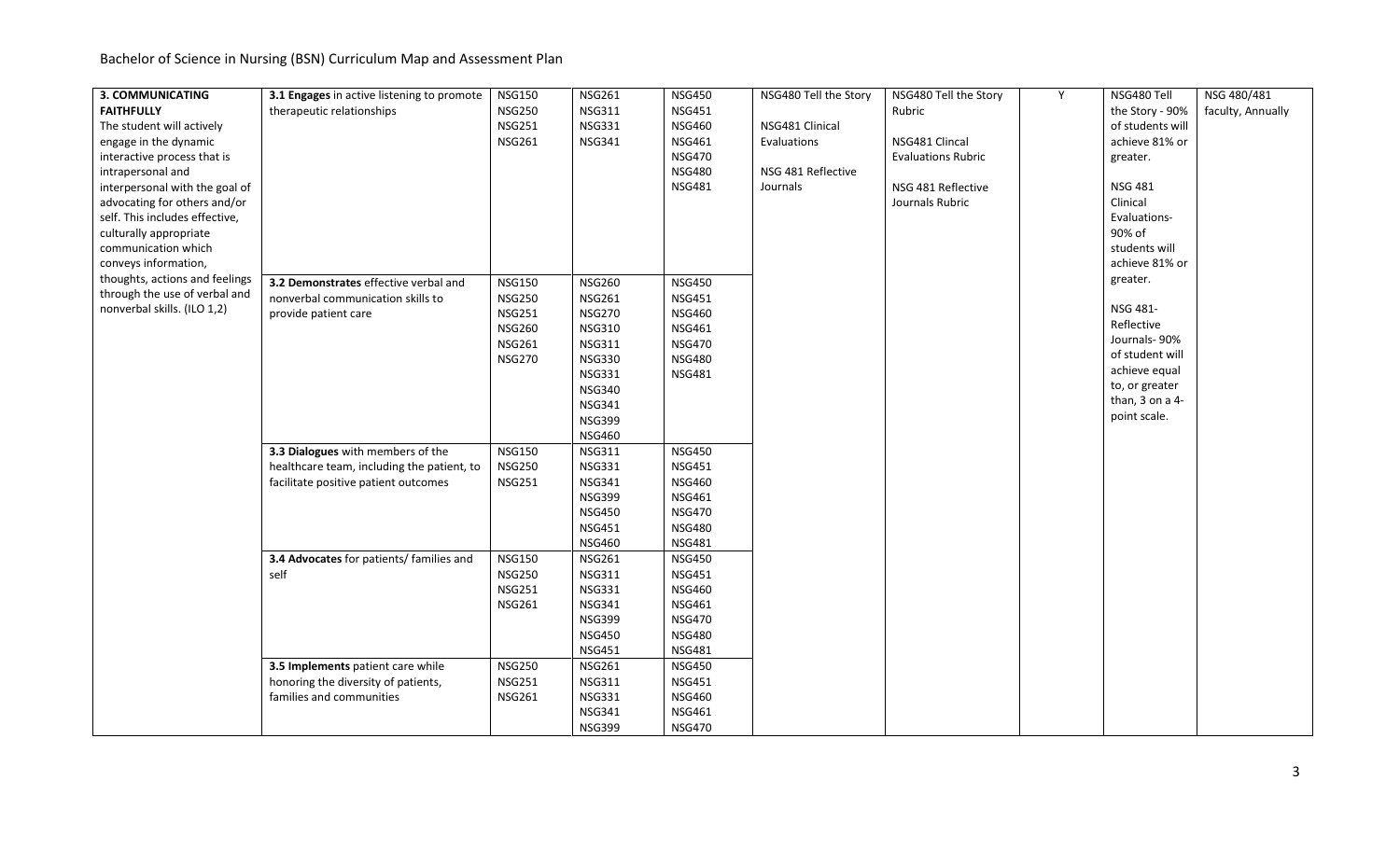| | | | | | | | | | |
|---|---|---|---|---|---|---|---|---|---|
| **3. COMMUNICATING FAITHFULLY** The student will actively engage in the dynamic interactive process that is intrapersonal and interpersonal with the goal of advocating for others and/or self. This includes effective, culturally appropriate communication which conveys information, thoughts, actions and feelings through the use of verbal and nonverbal skills. (ILO 1,2) | **3.1 Engages** in active listening to promote therapeutic relationships | NSG150 NSG250 NSG251 NSG261 | NSG261 NSG311 NSG331 NSG341 | NSG450 NSG451 NSG460 NSG461 NSG470 NSG480 NSG481 | NSG480 Tell the Story<br><br>NSG481 Clinical Evaluations<br><br>NSG 481 Reflective Journals | NSG480 Tell the Story Rubric<br><br>NSG481 Clincal Evaluations Rubric<br><br>NSG 481 Reflective Journals Rubric | Y | NSG480 Tell the Story - 90% of students will achieve 81% or greater.<br><br>NSG 481 Clinical Evaluations- 90% of students will achieve 81% or greater.<br><br>NSG 481- Reflective Journals- 90% of student will achieve equal to, or greater than, 3 on a 4-point scale. | NSG 480/481 faculty, Annually |
| | **3.2 Demonstrates** effective verbal and nonverbal communication skills to provide patient care | NSG150 NSG250 NSG251 NSG260 NSG261 NSG270 | NSG260 NSG261 NSG270 NSG310 NSG311 NSG330 NSG331 NSG340 NSG341 NSG399 NSG460 | NSG450 NSG451 NSG460 NSG461 NSG470 NSG480 NSG481 | | | | | |
| | **3.3 Dialogues** with members of the healthcare team, including the patient, to facilitate positive patient outcomes | NSG150 NSG250 NSG251 | NSG311 NSG331 NSG341 NSG399 NSG450 NSG451 NSG460 | NSG450 NSG451 NSG460 NSG461 NSG470 NSG480 NSG481 | | | | | |
| | **3.4 Advocates** for patients/ families and self | NSG150 NSG250 NSG251 NSG261 | NSG261 NSG311 NSG331 NSG341 NSG399 NSG450 NSG451 | NSG450 NSG451 NSG460 NSG461 NSG470 NSG480 NSG481 | | | | | |
| | **3.5 Implements** patient care while honoring the diversity of patients, families and communities | NSG250 NSG251 NSG261 | NSG261 NSG311 NSG331 NSG341 NSG399 | NSG450 NSG451 NSG460 NSG461 NSG470 | | | | | |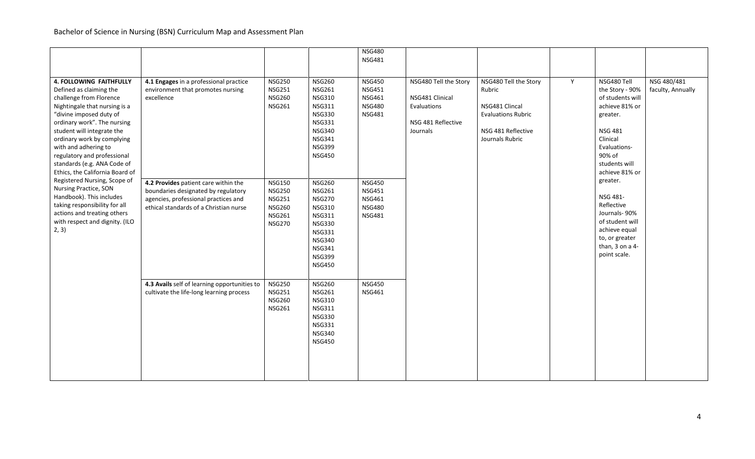| | | | | NSG480<br>NSG481 | | | | | |
|---|---|---|---|---|---|---|---|---|---|
| **4. FOLLOWING FAITHFULLY** Defined as claiming the challenge from Florence Nightingale that nursing is a "divine imposed duty of ordinary work". The nursing student will integrate the ordinary work by complying with and adhering to regulatory and professional standards (e.g. ANA Code of Ethics, the California Board of Registered Nursing, Scope of Nursing Practice, SON Handbook). This includes taking responsibility for all actions and treating others with respect and dignity. (ILO 2, 3) | **4.1 Engages** in a professional practice environment that promotes nursing excellence | NSG250<br>NSG251<br>NSG260<br>NSG261 | NSG260<br>NSG261<br>NSG310<br>NSG311<br>NSG330<br>NSG331<br>NSG340<br>NSG341<br>NSG399<br>NSG450 | NSG450<br>NSG451<br>NSG461<br>NSG480<br>NSG481 | NSG480 Tell the Story<br><br>NSG481 Clinical Evaluations<br><br>NSG 481 Reflective Journals | NSG480 Tell the Story Rubric<br><br>NSG481 Clincal Evaluations Rubric<br><br>NSG 481 Reflective Journals Rubric | Y | NSG480 Tell the Story - 90% of students will achieve 81% or greater.<br><br>NSG 481 Clinical Evaluations- 90% of students will achieve 81% or greater.<br><br>NSG 481- Reflective Journals- 90% of student will achieve equal to, or greater than, 3 on a 4-point scale. | NSG 480/481 faculty, Annually |
| | **4.2 Provides** patient care within the boundaries designated by regulatory agencies, professional practices and ethical standards of a Christian nurse | NSG150<br>NSG250<br>NSG251<br>NSG260<br>NSG261<br>NSG270 | NSG260<br>NSG261<br>NSG270<br>NSG310<br>NSG311<br>NSG330<br>NSG331<br>NSG340<br>NSG341<br>NSG399<br>NSG450 | NSG450<br>NSG451<br>NSG461<br>NSG480<br>NSG481 | | | | | |
| | **4.3 Avails** self of learning opportunities to cultivate the life-long learning process | NSG250<br>NSG251<br>NSG260<br>NSG261 | NSG260<br>NSG261<br>NSG310<br>NSG311<br>NSG330<br>NSG331<br>NSG340<br>NSG450 | NSG450<br>NSG461 | | | | | |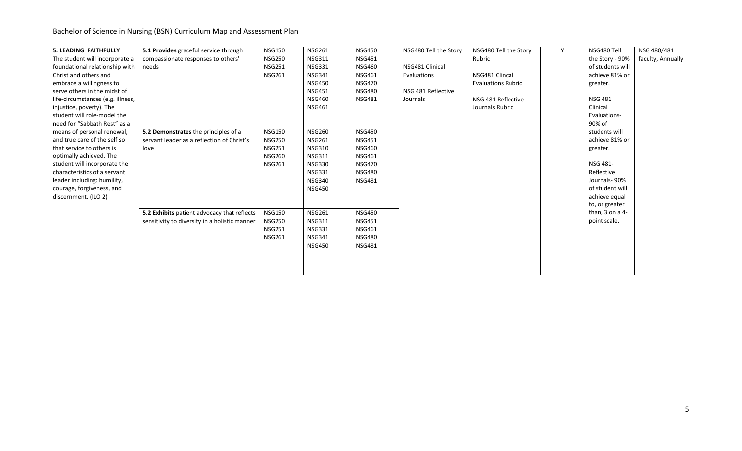## Bachelor of Science in Nursing (BSN) Curriculum Map and Assessment Plan

| | | | | | | | | | |
|---|---|---|---|---|---|---|---|---|---|
| **5. LEADING FAITHFULLY** The student will incorporate a foundational relationship with Christ and others and embrace a willingness to serve others in the midst of life-circumstances (e.g. illness, injustice, poverty). The student will role-model the need for "Sabbath Rest" as a means of personal renewal, and true care of the self so that service to others is optimally achieved. The student will incorporate the characteristics of a servant leader including: humility, courage, forgiveness, and discernment. (ILO 2) | **5.1 Provides** graceful service through compassionate responses to others' needs | NSG150 NSG250 NSG251 NSG261 | NSG261 NSG311 NSG331 NSG341 NSG450 NSG451 NSG460 NSG461 | NSG450 NSG451 NSG460 NSG461 NSG470 NSG480 NSG481 | NSG480 Tell the Story<br><br>NSG481 Clinical Evaluations<br><br>NSG 481 Reflective Journals | NSG480 Tell the Story Rubric<br><br>NSG481 Clincal Evaluations Rubric<br><br>NSG 481 Reflective Journals Rubric | Y | NSG480 Tell the Story - 90% of students will achieve 81% or greater.<br><br>NSG 481 Clinical Evaluations- 90% of students will achieve 81% or greater.<br><br>NSG 481- Reflective Journals- 90% of student will achieve equal to, or greater than, 3 on a 4-point scale. | NSG 480/481 faculty, Annually |
| | **5.2 Demonstrates** the principles of a servant leader as a reflection of Christ's love | NSG150 NSG250 NSG251 NSG260 NSG261 | NSG260 NSG261 NSG310 NSG311 NSG330 NSG331 NSG340 NSG450 | NSG450 NSG451 NSG460 NSG461 NSG470 NSG480 NSG481 | | | | | |
| | **5.2 Exhibits** patient advocacy that reflects sensitivity to diversity in a holistic manner | NSG150 NSG250 NSG251 NSG261 | NSG261 NSG311 NSG331 NSG341 NSG450 | NSG450 NSG451 NSG461 NSG480 NSG481 | | | | | |